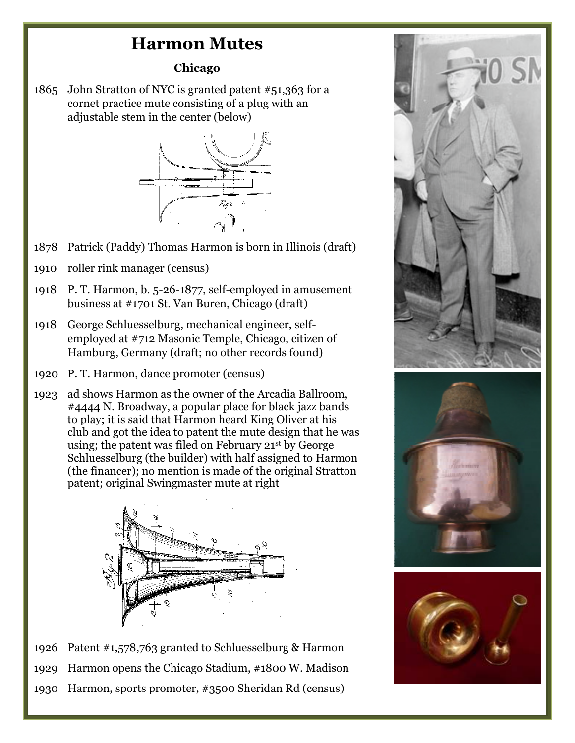# Harmon Mutes

### Chicago

1865 John Stratton of NYC is granted patent #51,363 for a cornet practice mute consisting of a plug with an adjustable stem in the center (below)

1878 Patrick (Paddy) Thomas Harmon is born in Illinois (draft)

1910 roller rink manager (census)

1918 P. T. Harmon, b. 5-26-1877, self-employed in amusement business at #1701 St. Van Buren, Chicago (draft)

1918 George Schluesselburg, mechanical engineer, self-employed at #712 Masonic Temple, Chicago, citizen of Hamburg, Germany (draft; no other records found)

1920 P. T. Harmon, dance promoter (census)

1923 ad shows Harmon as the owner of the Arcadia Ballroom, #4444 N. Broadway, a popular place for black jazz bands to play; it is said that Harmon heard King Oliver at his club and got the idea to patent the mute design that he was using; the patent was filed on February 21st by George Schluesselburg (the builder) with half assigned to Harmon (the financer); no mention is made of the original Stratton patent; original Swingmaster mute at right

1926 Patent #1,578,763 granted to Schluesselburg & Harmon

1929 Harmon opens the Chicago Stadium, #1800 W. Madison

1930 Harmon, sports promoter, #3500 Sheridan Rd (census)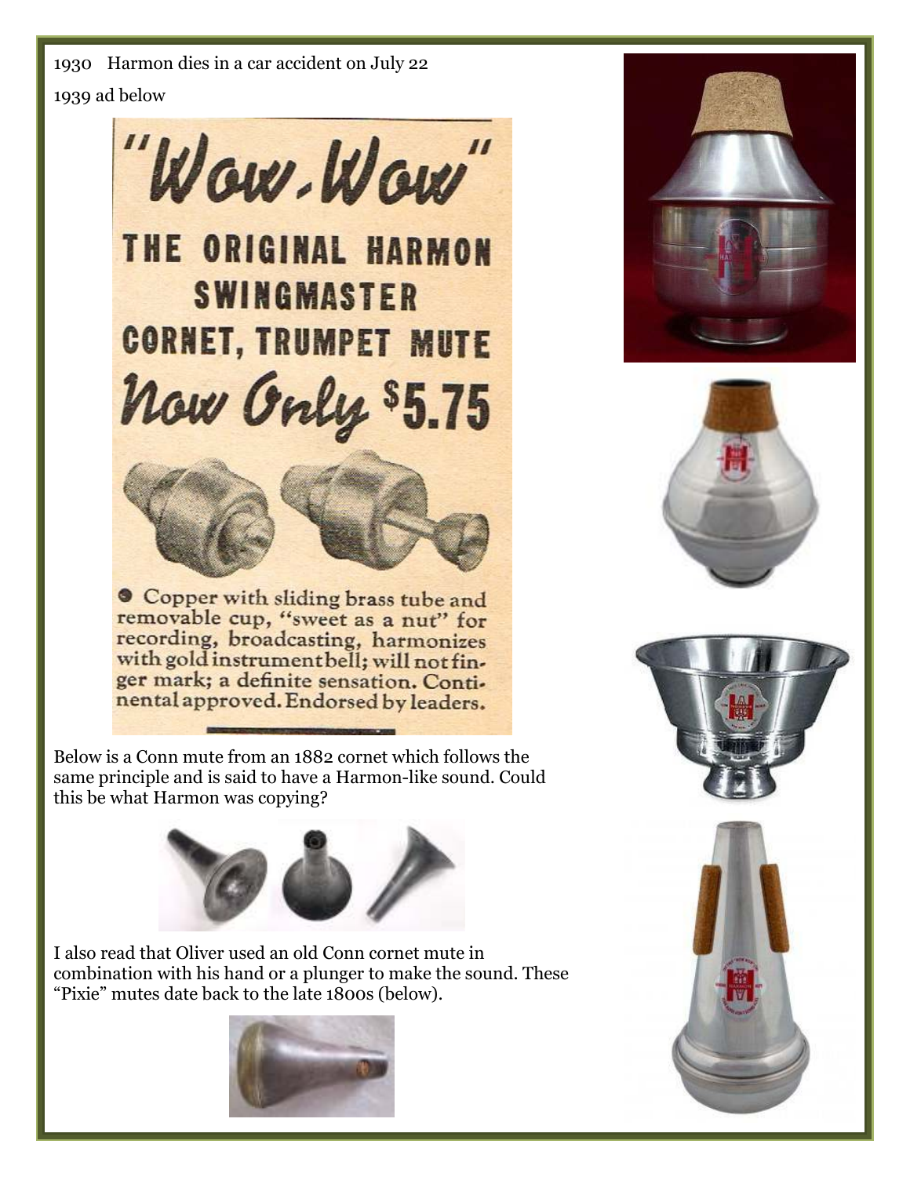1930 Harmon dies in a car accident on July 22

1939 ad below

"Wow-Wow"

THE ORIGINAL HARMON SWINGMASTER CORNET, TRUMPET MUTE

Now Only $5.75

● Copper with sliding brass tube and removable cup, "sweet as a nut" for recording, broadcasting, harmonizes with gold instrument bell; will not finger mark; a definite sensation. Continental approved. Endorsed by leaders.

Below is a Conn mute from an 1882 cornet which follows the same principle and is said to have a Harmon-like sound. Could this be what Harmon was copying?

I also read that Oliver used an old Conn cornet mute in combination with his hand or a plunger to make the sound. These "Pixie" mutes date back to the late 1800s (below).